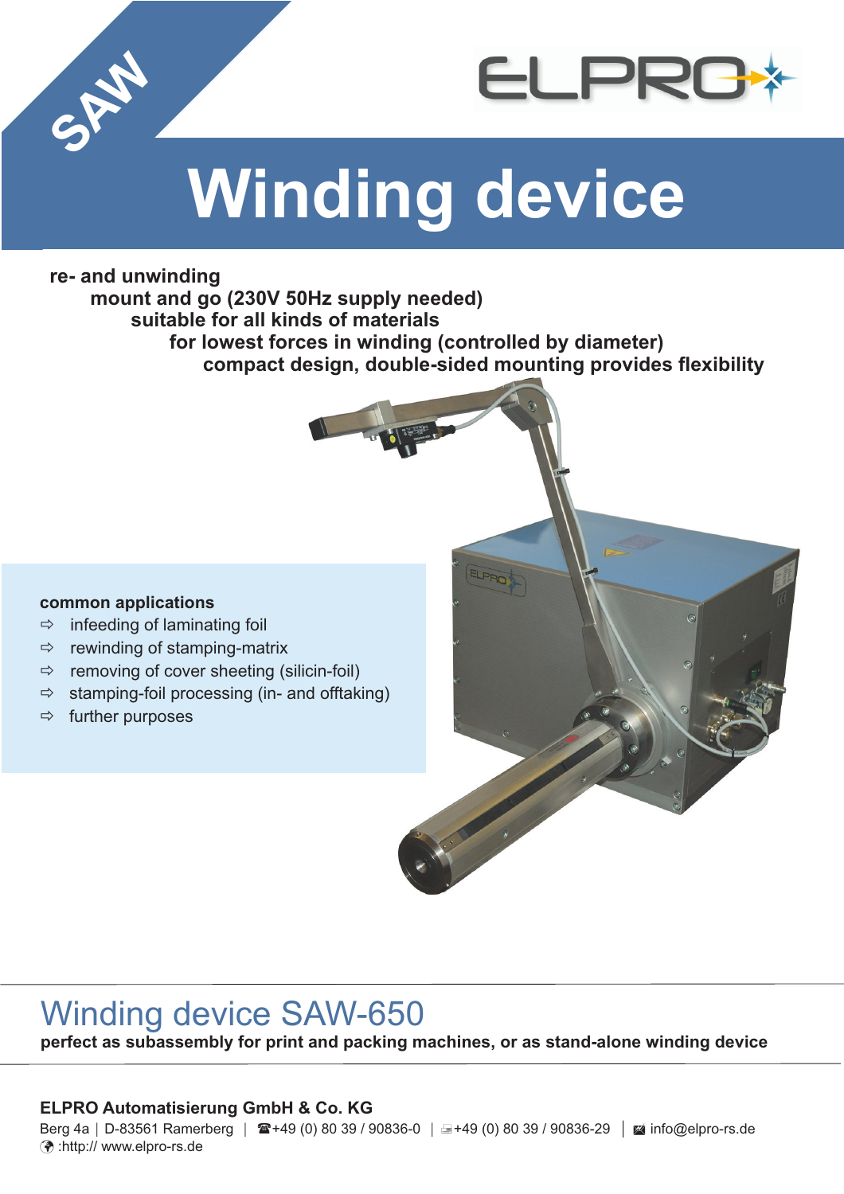SAW

ELPRO

# Winding device

**re- and unwinding**
**mount and go (230V 50Hz supply needed)**
**suitable for all kinds of materials**
**for lowest forces in winding (controlled by diameter)**
**compact design, double-sided mounting provides flexibility**

**common applications**

- ⇨ infeeding of laminating foil
- ⇨ rewinding of stamping-matrix
- ⇨ removing of cover sheeting (silicin-foil)
- ⇨ stamping-foil processing (in- and offtaking)
- ⇨ further purposes

## Winding device SAW-650

**perfect as subassembly for print and packing machines, or as stand-alone winding device**

**ELPRO Automatisierung GmbH & Co. KG**
Berg 4a | D-83561 Ramerberg | ☎+49 (0) 80 39 / 90836-0 | +49 (0) 80 39 / 90836-29 | info@elpro-rs.de
:http:// www.elpro-rs.de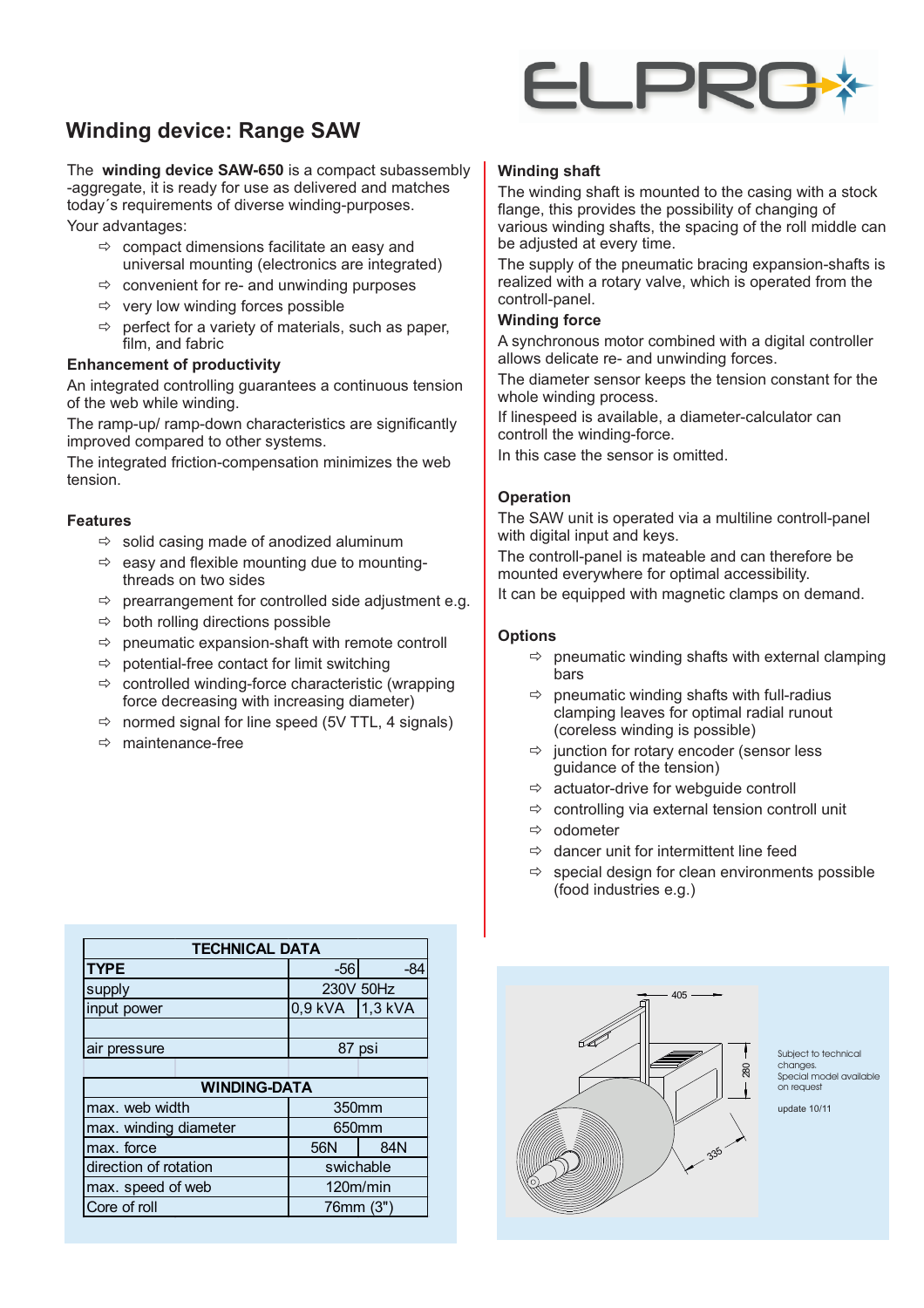# Winding device: Range SAW

The **winding device SAW-650** is a compact subassembly -aggregate, it is ready for use as delivered and matches today´s requirements of diverse winding-purposes.

Your advantages:

- ⇨ compact dimensions facilitate an easy and universal mounting (electronics are integrated)
- ⇨ convenient for re- and unwinding purposes
- ⇨ very low winding forces possible
- ⇨ perfect for a variety of materials, such as paper, film, and fabric

### Enhancement of productivity

An integrated controlling guarantees a continuous tension of the web while winding.

The ramp-up/ ramp-down characteristics are significantly improved compared to other systems.

The integrated friction-compensation minimizes the web tension.

### Features

- ⇨ solid casing made of anodized aluminum
- ⇨ easy and flexible mounting due to mounting-threads on two sides
- ⇨ prearrangement for controlled side adjustment e.g.
- ⇨ both rolling directions possible
- ⇨ pneumatic expansion-shaft with remote controll
- ⇨ potential-free contact for limit switching
- ⇨ controlled winding-force characteristic (wrapping force decreasing with increasing diameter)
- ⇨ normed signal for line speed (5V TTL, 4 signals)
- ⇨ maintenance-free

### Winding shaft

The winding shaft is mounted to the casing with a stock flange, this provides the possibility of changing of various winding shafts, the spacing of the roll middle can be adjusted at every time.

The supply of the pneumatic bracing expansion-shafts is realized with a rotary valve, which is operated from the controll-panel.

### Winding force

A synchronous motor combined with a digital controller allows delicate re- and unwinding forces.

The diameter sensor keeps the tension constant for the whole winding process.

If linespeed is available, a diameter-calculator can controll the winding-force.

In this case the sensor is omitted.

### Operation

The SAW unit is operated via a multiline controll-panel with digital input and keys.

The controll-panel is mateable and can therefore be mounted everywhere for optimal accessibility.

It can be equipped with magnetic clamps on demand.

### Options

- ⇨ pneumatic winding shafts with external clamping bars
- ⇨ pneumatic winding shafts with full-radius clamping leaves for optimal radial runout (coreless winding is possible)
- ⇨ junction for rotary encoder (sensor less guidance of the tension)
- ⇨ actuator-drive for webguide controll
- ⇨ controlling via external tension controll unit
- ⇨ odometer
- ⇨ dancer unit for intermittent line feed
- ⇨ special design for clean environments possible (food industries e.g.)

| TECHNICAL DATA | | |
|---|---|---|
| **TYPE** | -56 | -84 |
| supply | 230V 50Hz | |
| input power | 0,9 kVA | 1,3 kVA |
| | | |
| air pressure | 87 psi | |
| **WINDING-DATA** | | |
| max. web width | 350mm | |
| max. winding diameter | 650mm | |
| max. force | 56N | 84N |
| direction of rotation | swichable | |
| max. speed of web | 120m/min | |
| Core of roll | 76mm (3") | |

405

280

335

Subject to technical changes.
Special model available on request

update 10/11